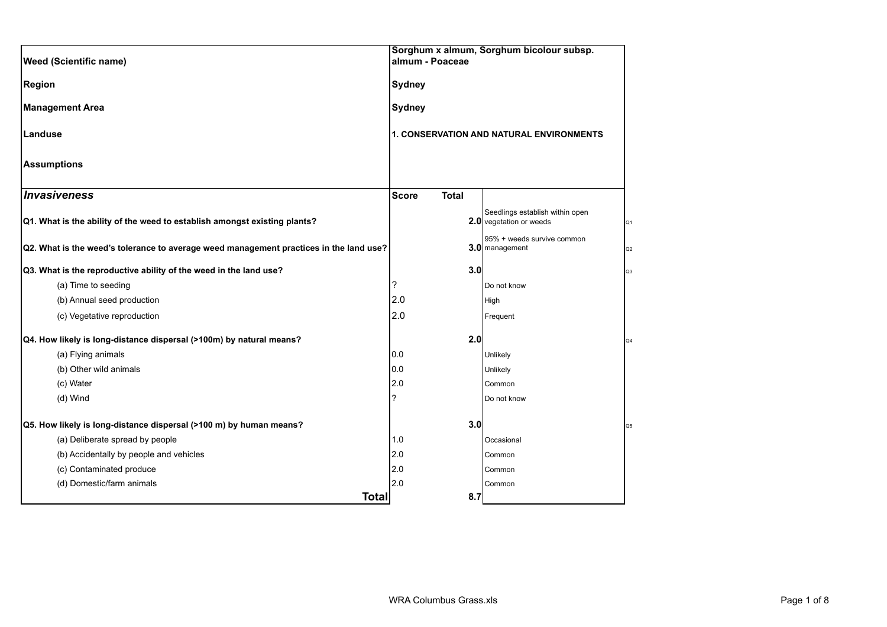| | | | | |
|---|---|---|---|---|
| **Weed (Scientific name)** | **Sorghum x almum, Sorghum bicolour subsp. almum - Poaceae** | | | |
| **Region** | **Sydney** | | | |
| **Management Area** | **Sydney** | | | |
| **Landuse** | **1. CONSERVATION AND NATURAL ENVIRONMENTS** | | | |
| **Assumptions** | | | | |
| ***Invasiveness*** | **Score** | **Total** | | |
| **Q1. What is the ability of the weed to establish amongst existing plants?** | | **2.0** | Seedlings establish within open vegetation or weeds | Q1 |
| **Q2. What is the weed's tolerance to average weed management practices in the land use?** | | **3.0** | 95% + weeds survive common management | Q2 |
| **Q3. What is the reproductive ability of the weed in the land use?** | | **3.0** | | Q3 |
| (a) Time to seeding | ? | | Do not know | |
| (b) Annual seed production | 2.0 | | High | |
| (c) Vegetative reproduction | 2.0 | | Frequent | |
| **Q4. How likely is long-distance dispersal (>100m) by natural means?** | | **2.0** | | Q4 |
| (a) Flying animals | 0.0 | | Unlikely | |
| (b) Other wild animals | 0.0 | | Unlikely | |
| (c) Water | 2.0 | | Common | |
| (d) Wind | ? | | Do not know | |
| **Q5. How likely is long-distance dispersal (>100 m) by human means?** | | **3.0** | | Q5 |
| (a) Deliberate spread by people | 1.0 | | Occasional | |
| (b) Accidentally by people and vehicles | 2.0 | | Common | |
| (c) Contaminated produce | 2.0 | | Common | |
| (d) Domestic/farm animals | 2.0 | | Common | |
| **Total** | | **8.7** | | |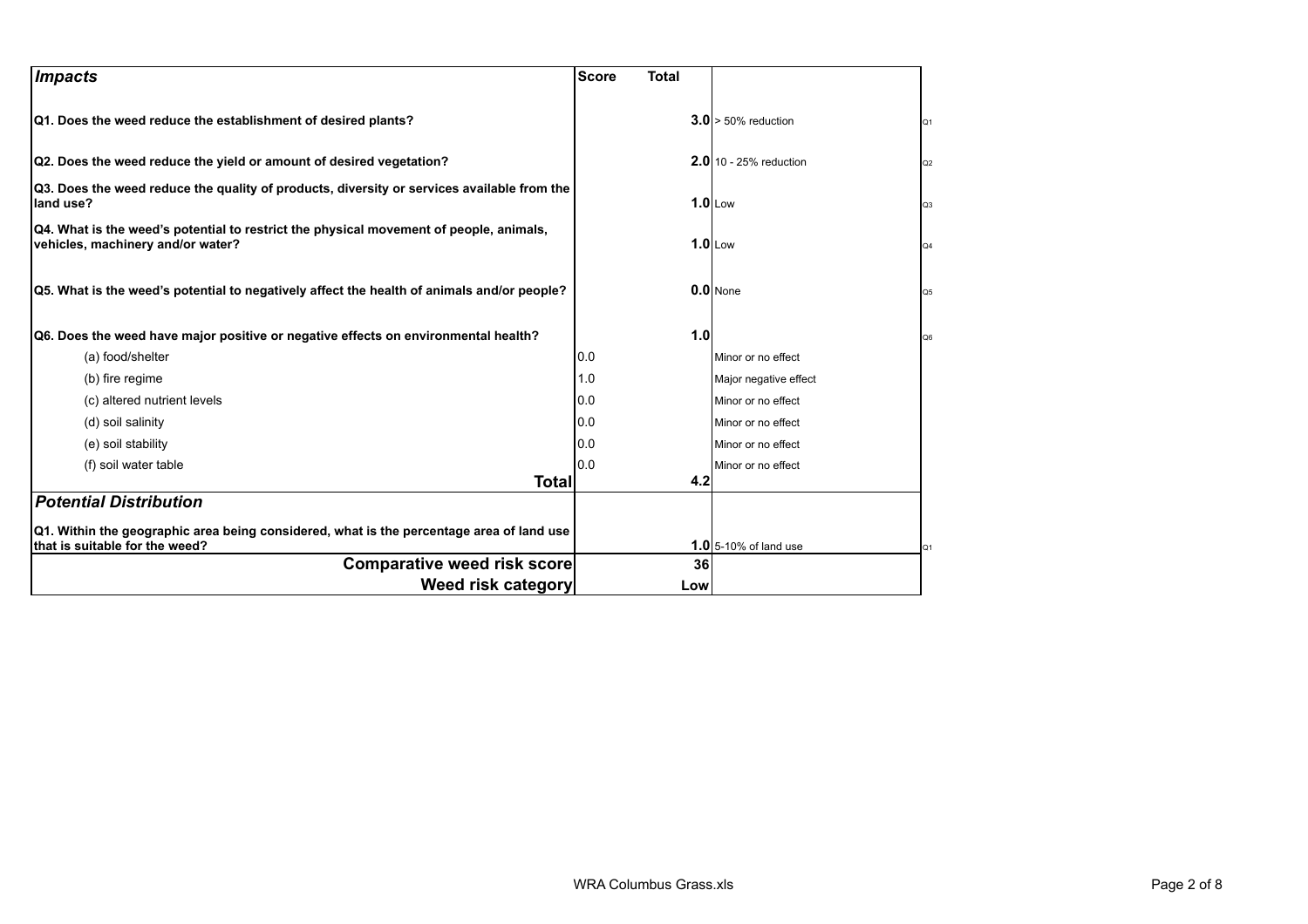| *Impacts* | Score | Total | | |
|---|---|---|---|---|
| **Q1. Does the weed reduce the establishment of desired plants?** | | **3.0** | > 50% reduction | Q1 |
| **Q2. Does the weed reduce the yield or amount of desired vegetation?** | | **2.0** | 10 - 25% reduction | Q2 |
| **Q3. Does the weed reduce the quality of products, diversity or services available from the land use?** | | **1.0** | Low | Q3 |
| **Q4. What is the weed's potential to restrict the physical movement of people, animals, vehicles, machinery and/or water?** | | **1.0** | Low | Q4 |
| **Q5. What is the weed's potential to negatively affect the health of animals and/or people?** | | **0.0** | None | Q5 |
| **Q6. Does the weed have major positive or negative effects on environmental health?** | | **1.0** | | Q6 |
| (a) food/shelter | 0.0 | | Minor or no effect | |
| (b) fire regime | 1.0 | | Major negative effect | |
| (c) altered nutrient levels | 0.0 | | Minor or no effect | |
| (d) soil salinity | 0.0 | | Minor or no effect | |
| (e) soil stability | 0.0 | | Minor or no effect | |
| (f) soil water table | 0.0 | | Minor or no effect | |
| **Total** | | **4.2** | | |
| ***Potential Distribution*** | | | | |
| **Q1. Within the geographic area being considered, what is the percentage area of land use that is suitable for the weed?** | | **1.0** | 5-10% of land use | Q1 |
| **Comparative weed risk score** | | **36** | | |
| **Weed risk category** | | **Low** | | |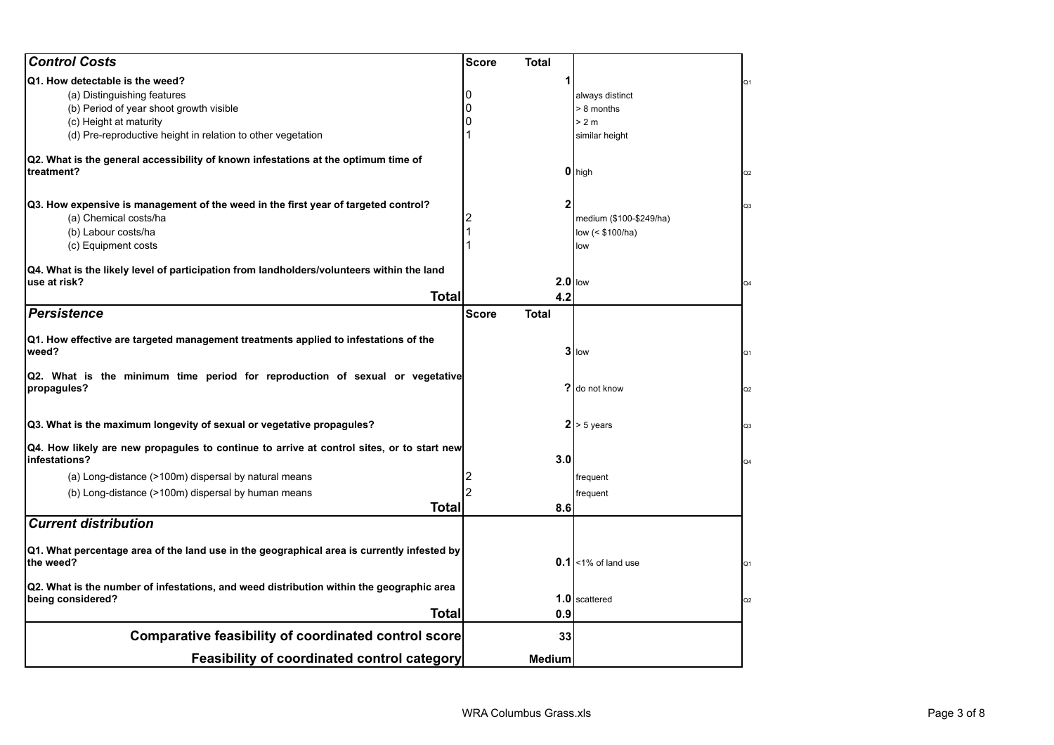| Control Costs | Score | Total | | |
|---|---|---|---|---|
| **Q1. How detectable is the weed?** | | **1** | | Q1 |
| (a) Distinguishing features | 0 | | always distinct | |
| (b) Period of year shoot growth visible | 0 | | > 8 months | |
| (c) Height at maturity | 0 | | > 2 m | |
| (d) Pre-reproductive height in relation to other vegetation | 1 | | similar height | |
| **Q2. What is the general accessibility of known infestations at the optimum time of treatment?** | | **0** | high | Q2 |
| **Q3. How expensive is management of the weed in the first year of targeted control?** | | **2** | | Q3 |
| (a) Chemical costs/ha | 2 | | medium ($100-$249/ha) | |
| (b) Labour costs/ha | 1 | | low (< $100/ha) | |
| (c) Equipment costs | 1 | | low | |
| **Q4. What is the likely level of participation from landholders/volunteers within the land use at risk?** | | **2.0** | low | Q4 |
| **Total** | | **4.2** | | |

| Persistence | Score | Total | | |
|---|---|---|---|---|
| **Q1. How effective are targeted management treatments applied to infestations of the weed?** | | **3** | low | Q1 |
| **Q2. What is the minimum time period for reproduction of sexual or vegetative propagules?** | | **?** | do not know | Q2 |
| **Q3. What is the maximum longevity of sexual or vegetative propagules?** | | **2** | > 5 years | Q3 |
| **Q4. How likely are new propagules to continue to arrive at control sites, or to start new infestations?** | | **3.0** | | Q4 |
| (a) Long-distance (>100m) dispersal by natural means | 2 | | frequent | |
| (b) Long-distance (>100m) dispersal by human means | 2 | | frequent | |
| **Total** | | **8.6** | | |

| Current distribution | | | | |
|---|---|---|---|---|
| **Q1. What percentage area of the land use in the geographical area is currently infested by the weed?** | | **0.1** | <1% of land use | Q1 |
| **Q2. What is the number of infestations, and weed distribution within the geographic area being considered?** | | **1.0** | scattered | Q2 |
| **Total** | | **0.9** | | |

| | | | | |
|---|---|---|---|---|
| **Comparative feasibility of coordinated control score** | | **33** | | |
| **Feasibility of coordinated control category** | | **Medium** | | |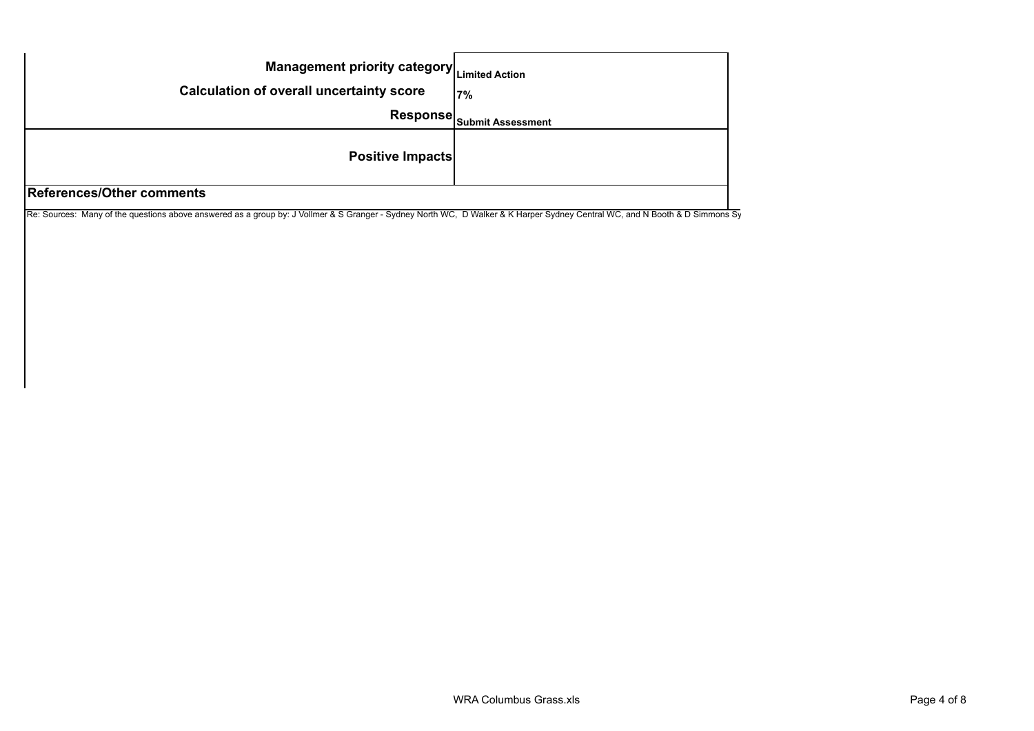| | |
|---|---|
| **Management priority category** | **Limited Action** |
| **Calculation of overall uncertainty score** | **7%** |
| **Response** | **Submit Assessment** |
| **Positive Impacts** | |

**References/Other comments**

Re: Sources: Many of the questions above answered as a group by: J Vollmer & S Granger - Sydney North WC, D Walker & K Harper Sydney Central WC, and N Booth & D Simmons Sy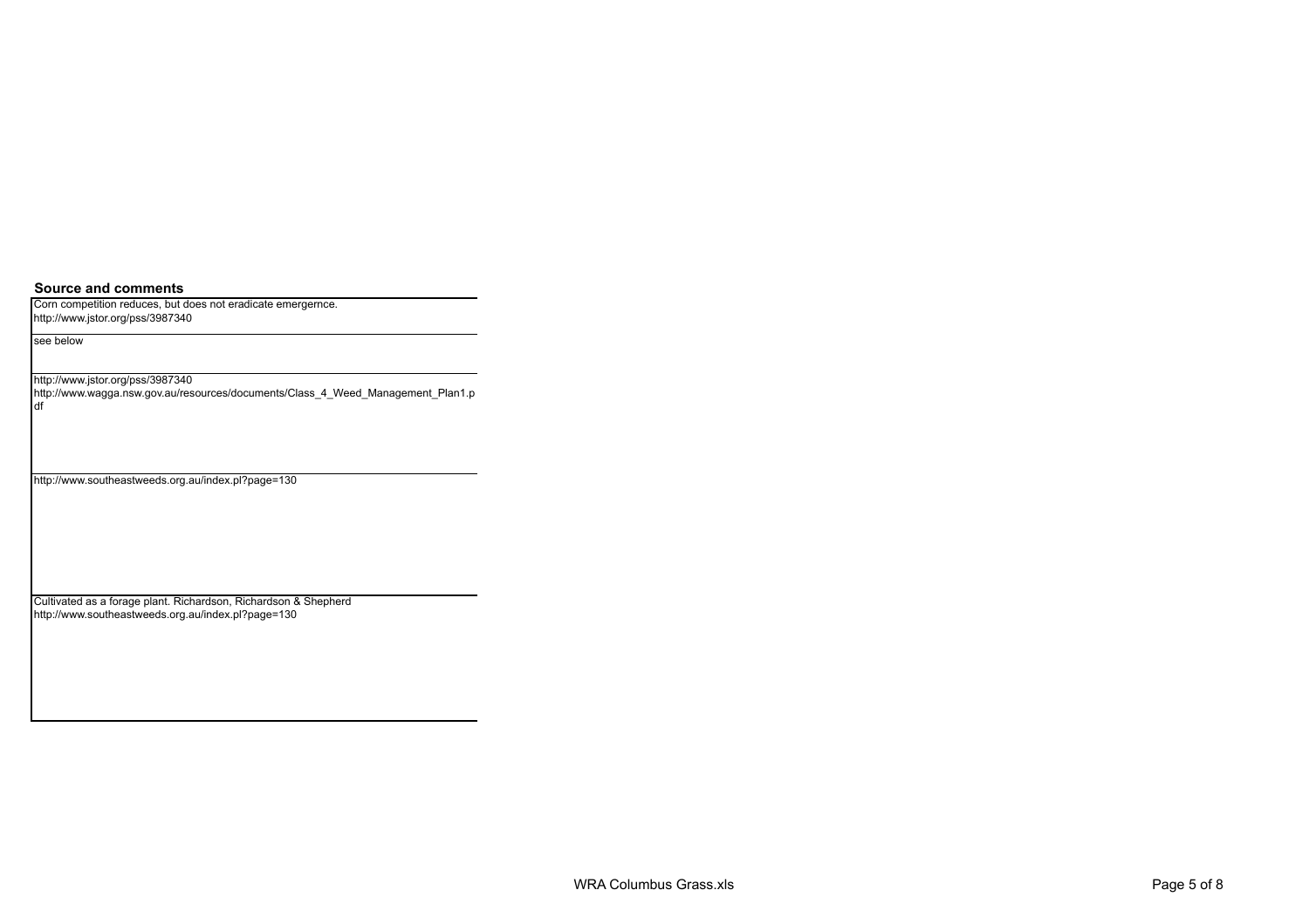**Source and comments**

| Source and comments |
|---|
| Corn competition reduces, but does not eradicate emergernce.<br>http://www.jstor.org/pss/3987340 |
| see below |
| http://www.jstor.org/pss/3987340<br>http://www.wagga.nsw.gov.au/resources/documents/Class_4_Weed_Management_Plan1.pdf |
| http://www.southeastweeds.org.au/index.pl?page=130 |
| Cultivated as a forage plant. Richardson, Richardson & Shepherd<br>http://www.southeastweeds.org.au/index.pl?page=130 |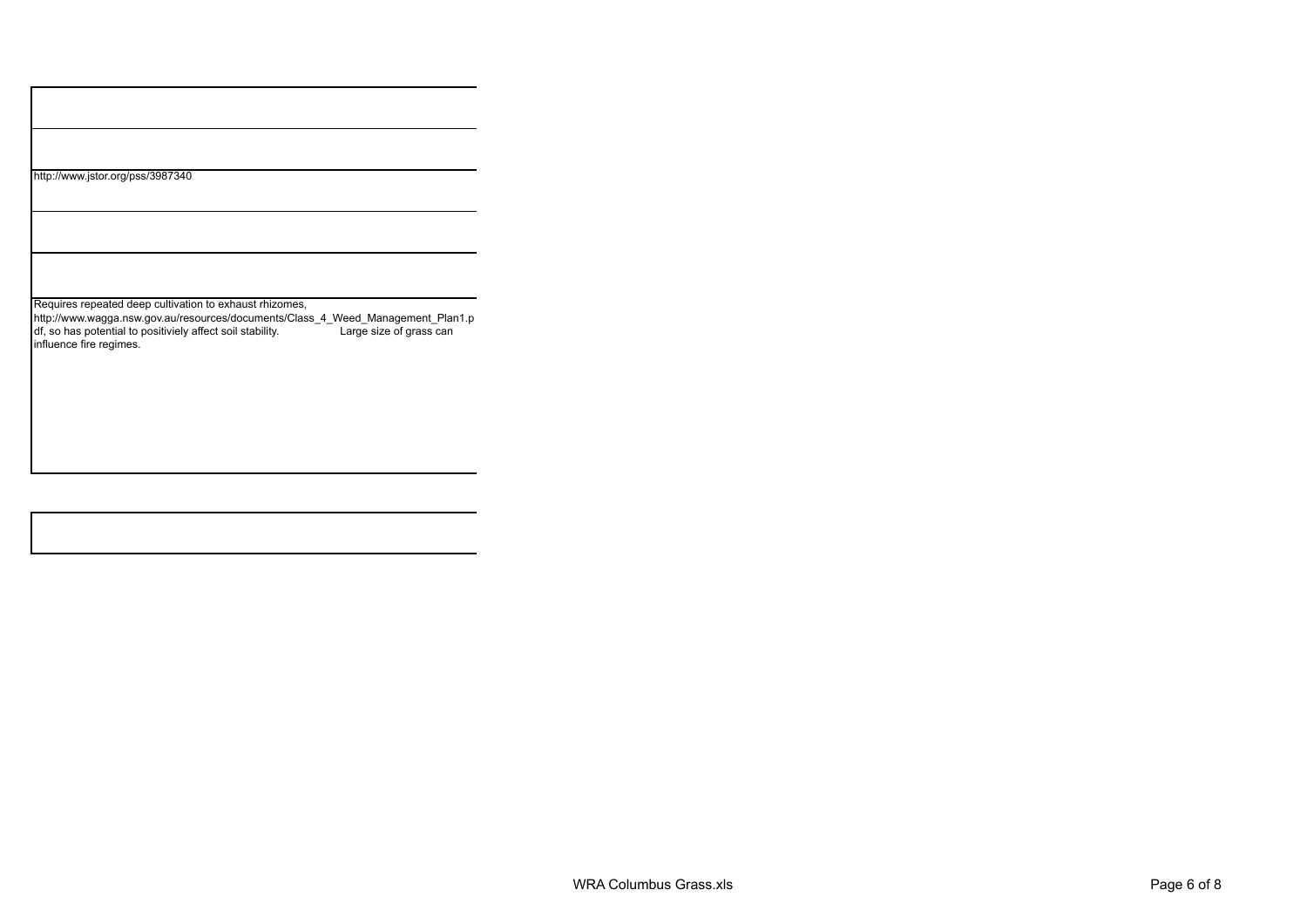| |
|---|
| |
| |
| http://www.jstor.org/pss/3987340 |
| |
| |
| Requires repeated deep cultivation to exhaust rhizomes, http://www.wagga.nsw.gov.au/resources/documents/Class_4_Weed_Management_Plan1.pdf, so has potential to positiviely affect soil stability. Large size of grass can influence fire regimes. |

| |
|---|
| |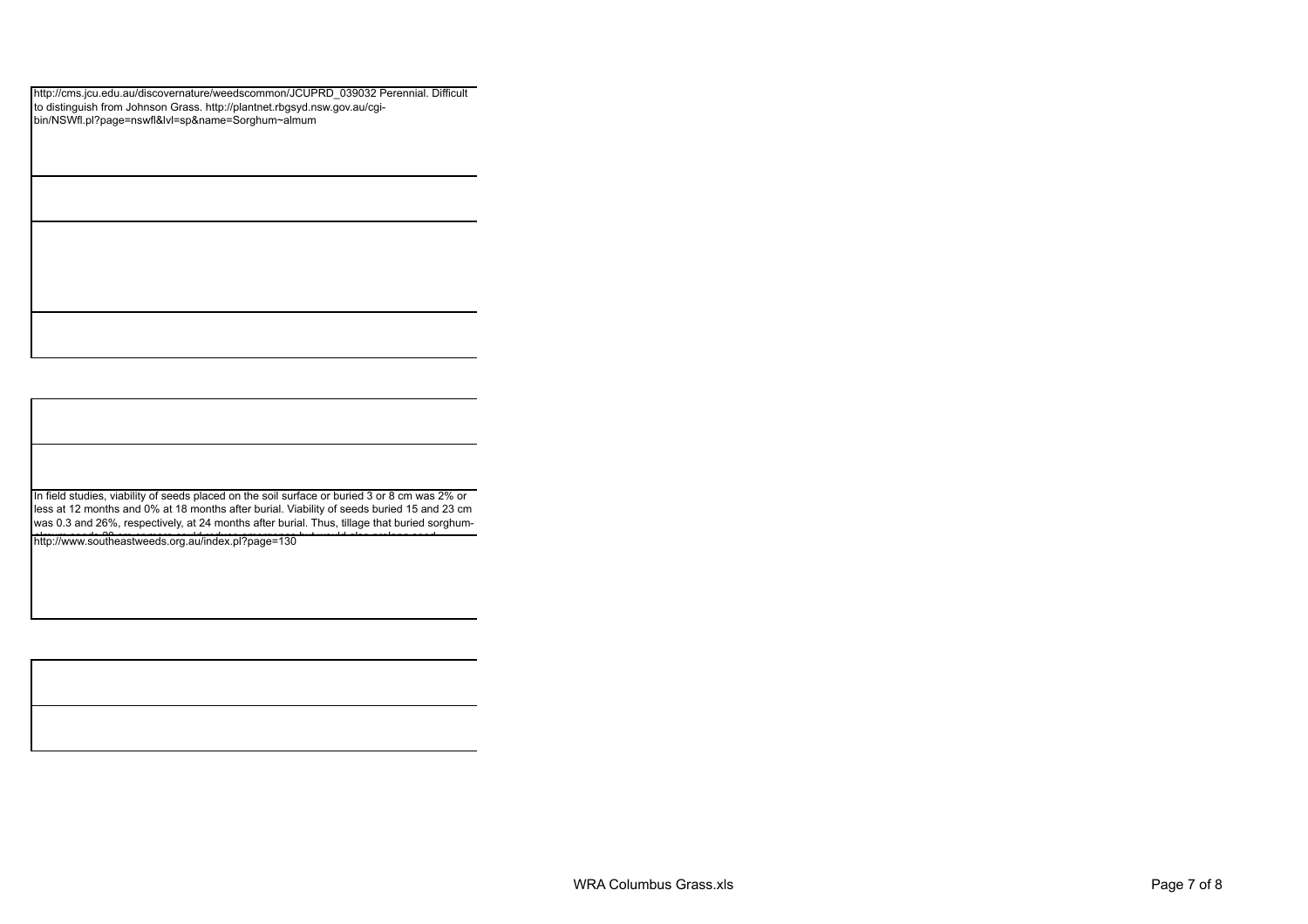http://cms.jcu.edu.au/discovernature/weedscommon/JCUPRD_039032 Perennial. Difficult to distinguish from Johnson Grass. http://plantnet.rbgsyd.nsw.gov.au/cgi-bin/NSWfl.pl?page=nswfl&lvl=sp&name=Sorghum~almum

In field studies, viability of seeds placed on the soil surface or buried 3 or 8 cm was 2% or less at 12 months and 0% at 18 months after burial. Viability of seeds buried 15 and 23 cm was 0.3 and 26%, respectively, at 24 months after burial. Thus, tillage that buried sorghum-

http://www.southeastweeds.org.au/index.pl?page=130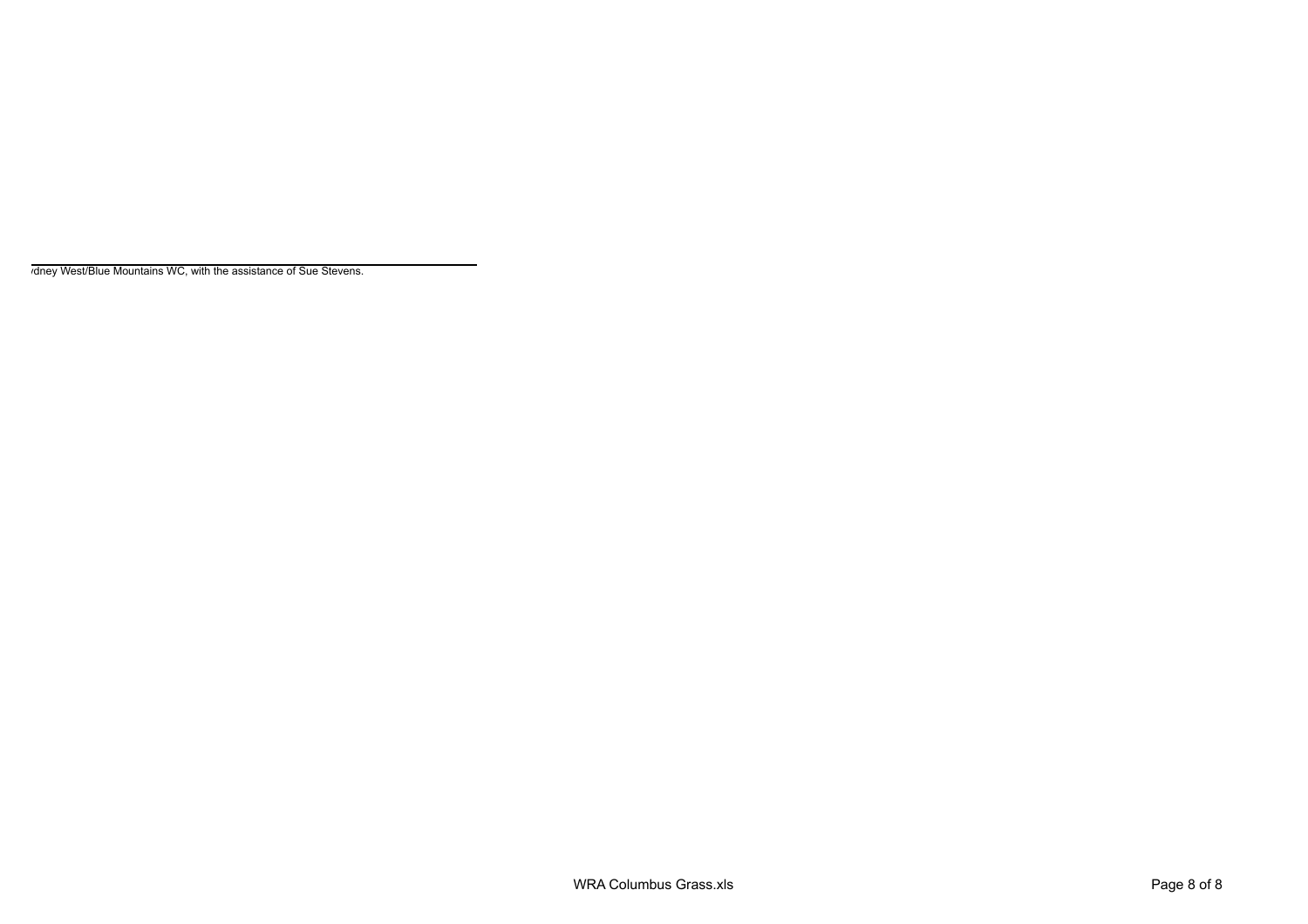ydney West/Blue Mountains WC, with the assistance of Sue Stevens.